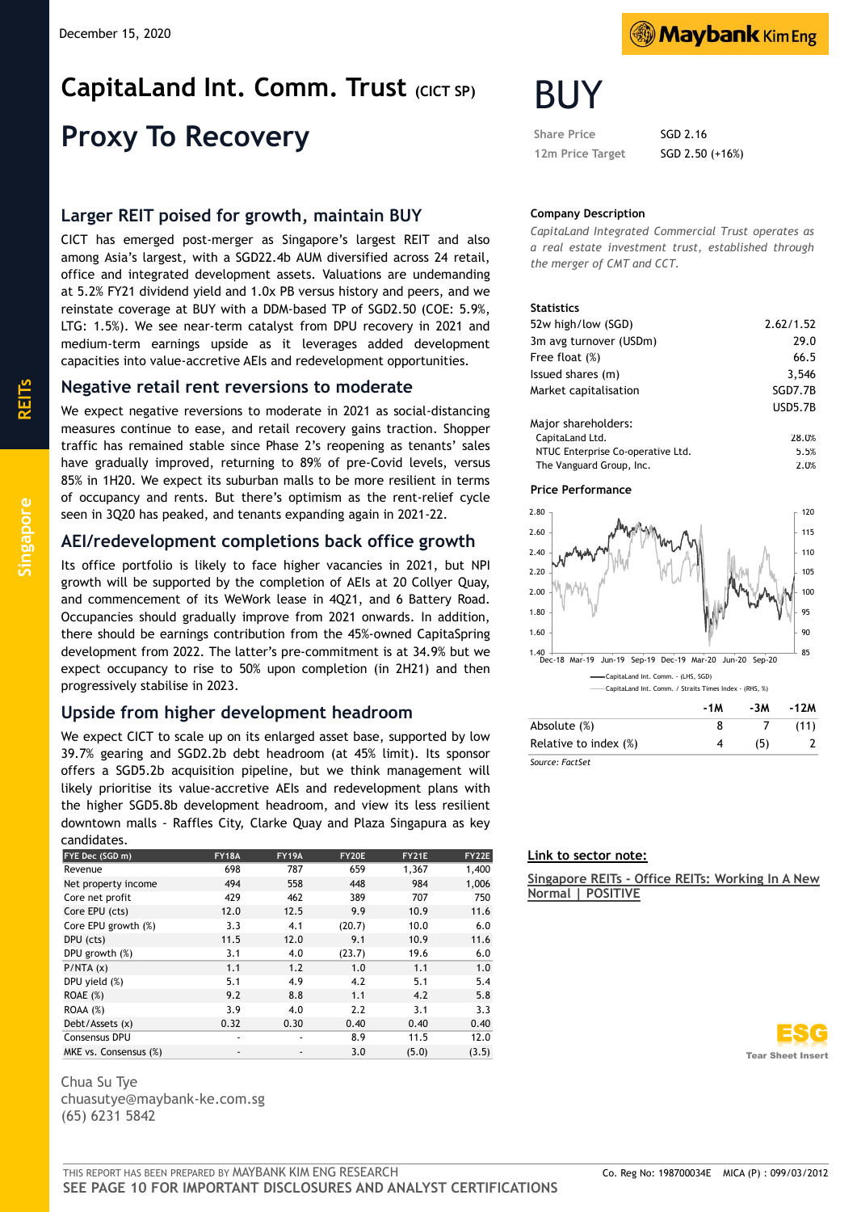December 15, 2020

# CapitaLand Int. Comm. Trust (CICT SP)

# Proxy To Recovery

# BUY

| | |
|---|---|
| Share Price | SGD 2.16 |
| 12m Price Target | SGD 2.50 (+16%) |

## Larger REIT poised for growth, maintain BUY

CICT has emerged post-merger as Singapore's largest REIT and also among Asia's largest, with a SGD22.4b AUM diversified across 24 retail, office and integrated development assets. Valuations are undemanding at 5.2% FY21 dividend yield and 1.0x PB versus history and peers, and we reinstate coverage at BUY with a DDM-based TP of SGD2.50 (COE: 5.9%, LTG: 1.5%). We see near-term catalyst from DPU recovery in 2021 and medium-term earnings upside as it leverages added development capacities into value-accretive AEIs and redevelopment opportunities.

## Negative retail rent reversions to moderate

We expect negative reversions to moderate in 2021 as social-distancing measures continue to ease, and retail recovery gains traction. Shopper traffic has remained stable since Phase 2's reopening as tenants' sales have gradually improved, returning to 89% of pre-Covid levels, versus 85% in 1H20. We expect its suburban malls to be more resilient in terms of occupancy and rents. But there's optimism as the rent-relief cycle seen in 3Q20 has peaked, and tenants expanding again in 2021-22.

## AEI/redevelopment completions back office growth

Its office portfolio is likely to face higher vacancies in 2021, but NPI growth will be supported by the completion of AEIs at 20 Collyer Quay, and commencement of its WeWork lease in 4Q21, and 6 Battery Road. Occupancies should gradually improve from 2021 onwards. In addition, there should be earnings contribution from the 45%-owned CapitaSpring development from 2022. The latter's pre-commitment is at 34.9% but we expect occupancy to rise to 50% upon completion (in 2H21) and then progressively stabilise in 2023.

## Upside from higher development headroom

We expect CICT to scale up on its enlarged asset base, supported by low 39.7% gearing and SGD2.2b debt headroom (at 45% limit). Its sponsor offers a SGD5.2b acquisition pipeline, but we think management will likely prioritise its value-accretive AEIs and redevelopment plans with the higher SGD5.8b development headroom, and view its less resilient downtown malls - Raffles City, Clarke Quay and Plaza Singapura as key candidates.

| FYE Dec (SGD m) | FY18A | FY19A | FY20E | FY21E | FY22E |
|---|---|---|---|---|---|
| Revenue | 698 | 787 | 659 | 1,367 | 1,400 |
| Net property income | 494 | 558 | 448 | 984 | 1,006 |
| Core net profit | 429 | 462 | 389 | 707 | 750 |
| Core EPU (cts) | 12.0 | 12.5 | 9.9 | 10.9 | 11.6 |
| Core EPU growth (%) | 3.3 | 4.1 | (20.7) | 10.0 | 6.0 |
| DPU (cts) | 11.5 | 12.0 | 9.1 | 10.9 | 11.6 |
| DPU growth (%) | 3.1 | 4.0 | (23.7) | 19.6 | 6.0 |
| P/NTA (x) | 1.1 | 1.2 | 1.0 | 1.1 | 1.0 |
| DPU yield (%) | 5.1 | 4.9 | 4.2 | 5.1 | 5.4 |
| ROAE (%) | 9.2 | 8.8 | 1.1 | 4.2 | 5.8 |
| ROAA (%) | 3.9 | 4.0 | 2.2 | 3.1 | 3.3 |
| Debt/Assets (x) | 0.32 | 0.30 | 0.40 | 0.40 | 0.40 |
| Consensus DPU | - | - | 8.9 | 11.5 | 12.0 |
| MKE vs. Consensus (%) | - | - | 3.0 | (5.0) | (3.5) |

Chua Su Tye
chuasutye@maybank-ke.com.sg
(65) 6231 5842

### Company Description

*CapitaLand Integrated Commercial Trust operates as a real estate investment trust, established through the merger of CMT and CCT.*

### Statistics

| | |
|---|---|
| 52w high/low (SGD) | 2.62/1.52 |
| 3m avg turnover (USDm) | 29.0 |
| Free float (%) | 66.5 |
| Issued shares (m) | 3,546 |
| Market capitalisation | SGD7.7B |
| | USD5.7B |

Major shareholders:

| | |
|---|---|
| CapitaLand Ltd. | 28.0% |
| NTUC Enterprise Co-operative Ltd. | 5.5% |
| The Vanguard Group, Inc. | 2.0% |

### Price Performance

| | -1M | -3M | -12M |
|---|---|---|---|
| Absolute (%) | 8 | 7 | (11) |
| Relative to index (%) | 4 | (5) | 2 |

Source: FactSet

**Link to sector note:**

Singapore REITs - Office REITs: Working In A New Normal | POSITIVE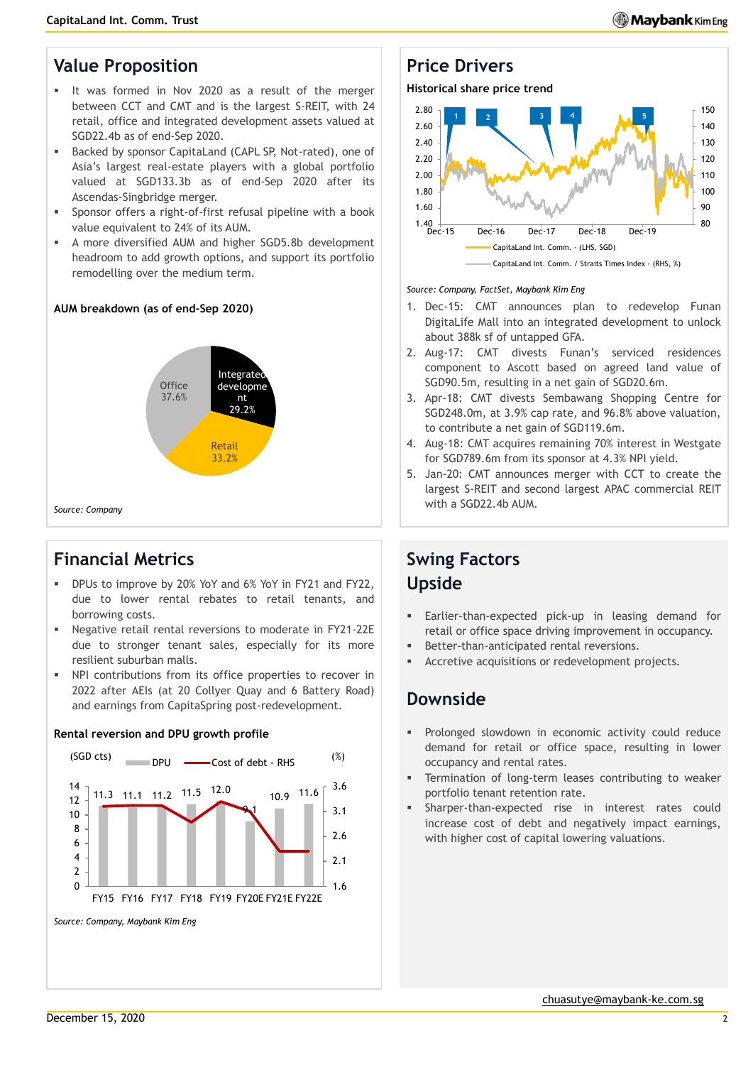## Value Proposition

- It was formed in Nov 2020 as a result of the merger between CCT and CMT and is the largest S-REIT, with 24 retail, office and integrated development assets valued at SGD22.4b as of end-Sep 2020.
- Backed by sponsor CapitaLand (CAPL SP, Not-rated), one of Asia's largest real-estate players with a global portfolio valued at SGD133.3b as of end-Sep 2020 after its Ascendas-Singbridge merger.
- Sponsor offers a right-of-first refusal pipeline with a book value equivalent to 24% of its AUM.
- A more diversified AUM and higher SGD5.8b development headroom to add growth options, and support its portfolio remodelling over the medium term.

**AUM breakdown (as of end-Sep 2020)**

| Segment | Share |
|---|---|
| Office | 37.6% |
| Integrated development | 29.2% |
| Retail | 33.2% |

*Source: Company*

## Price Drivers

**Historical share price trend**

*Source: Company, FactSet, Maybank Kim Eng*

1. Dec-15: CMT announces plan to redevelop Funan DigitaLife Mall into an integrated development to unlock about 388k sf of untapped GFA.
2. Aug-17: CMT divests Funan's serviced residences component to Ascott based on agreed land value of SGD90.5m, resulting in a net gain of SGD20.6m.
3. Apr-18: CMT divests Sembawang Shopping Centre for SGD248.0m, at 3.9% cap rate, and 96.8% above valuation, to contribute a net gain of SGD119.6m.
4. Aug-18: CMT acquires remaining 70% interest in Westgate for SGD789.6m from its sponsor at 4.3% NPI yield.
5. Jan-20: CMT announces merger with CCT to create the largest S-REIT and second largest APAC commercial REIT with a SGD22.4b AUM.

## Financial Metrics

- DPUs to improve by 20% YoY and 6% YoY in FY21 and FY22, due to lower rental rebates to retail tenants, and borrowing costs.
- Negative retail rental reversions to moderate in FY21-22E due to stronger tenant sales, especially for its more resilient suburban malls.
- NPI contributions from its office properties to recover in 2022 after AEIs (at 20 Collyer Quay and 6 Battery Road) and earnings from CapitaSpring post-redevelopment.

**Rental reversion and DPU growth profile**

| | FY15 | FY16 | FY17 | FY18 | FY19 | FY20E | FY21E | FY22E |
|---|---|---|---|---|---|---|---|---|
| DPU (SGD cts) | 11.3 | 11.1 | 11.2 | 11.5 | 12.0 | 9.1 | 10.9 | 11.6 |

*Source: Company, Maybank Kim Eng*

## Swing Factors

### Upside

- Earlier-than-expected pick-up in leasing demand for retail or office space driving improvement in occupancy.
- Better-than-anticipated rental reversions.
- Accretive acquisitions or redevelopment projects.

### Downside

- Prolonged slowdown in economic activity could reduce demand for retail or office space, resulting in lower occupancy and rental rates.
- Termination of long-term leases contributing to weaker portfolio tenant retention rate.
- Sharper-than-expected rise in interest rates could increase cost of debt and negatively impact earnings, with higher cost of capital lowering valuations.

chuasutye@maybank-ke.com.sg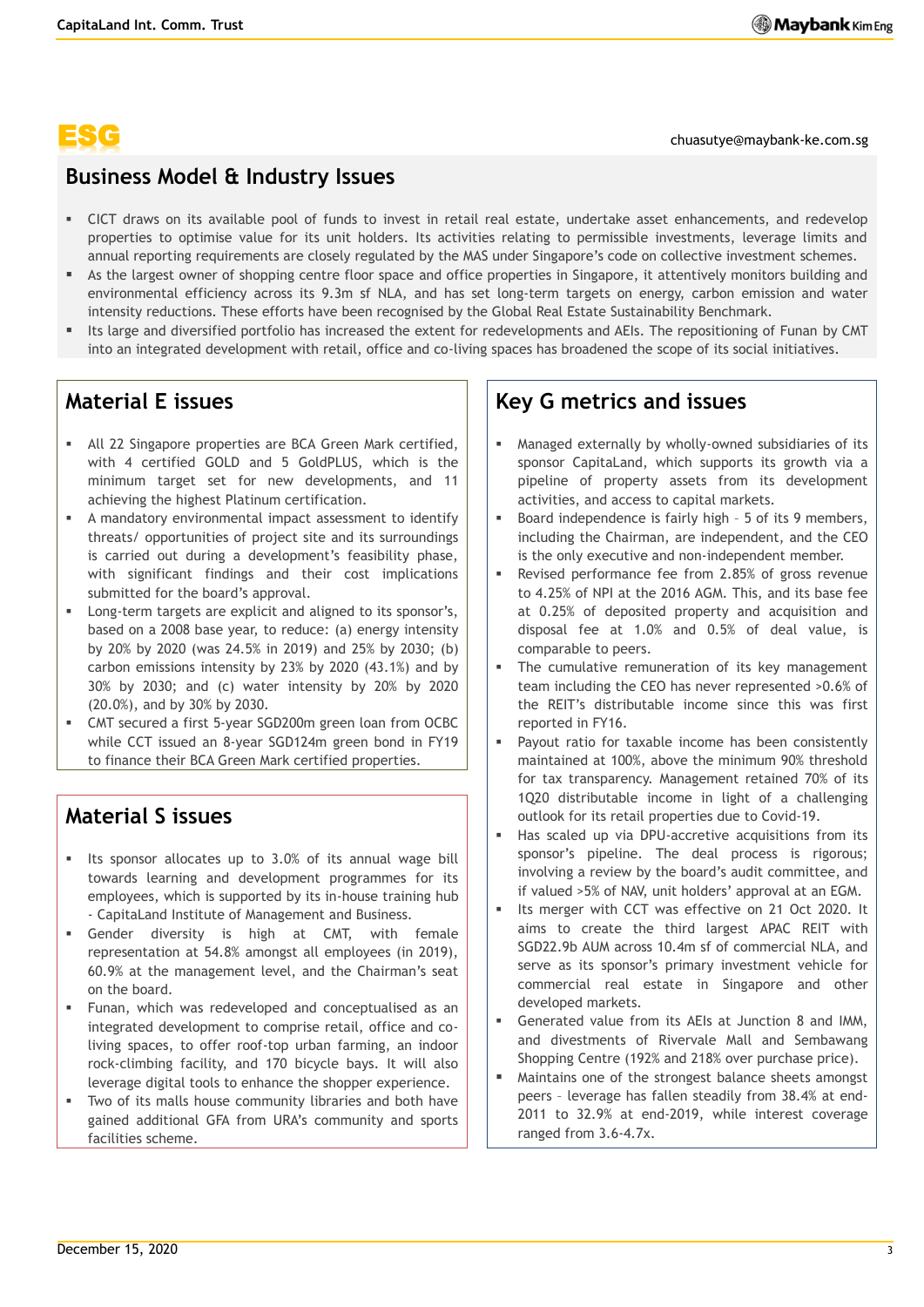# ESG

chuasutye@maybank-ke.com.sg

## Business Model & Industry Issues

- CICT draws on its available pool of funds to invest in retail real estate, undertake asset enhancements, and redevelop properties to optimise value for its unit holders. Its activities relating to permissible investments, leverage limits and annual reporting requirements are closely regulated by the MAS under Singapore's code on collective investment schemes.
- As the largest owner of shopping centre floor space and office properties in Singapore, it attentively monitors building and environmental efficiency across its 9.3m sf NLA, and has set long-term targets on energy, carbon emission and water intensity reductions. These efforts have been recognised by the Global Real Estate Sustainability Benchmark.
- Its large and diversified portfolio has increased the extent for redevelopments and AEIs. The repositioning of Funan by CMT into an integrated development with retail, office and co-living spaces has broadened the scope of its social initiatives.

## Material E issues

- All 22 Singapore properties are BCA Green Mark certified, with 4 certified GOLD and 5 GoldPLUS, which is the minimum target set for new developments, and 11 achieving the highest Platinum certification.
- A mandatory environmental impact assessment to identify threats/ opportunities of project site and its surroundings is carried out during a development's feasibility phase, with significant findings and their cost implications submitted for the board's approval.
- Long-term targets are explicit and aligned to its sponsor's, based on a 2008 base year, to reduce: (a) energy intensity by 20% by 2020 (was 24.5% in 2019) and 25% by 2030; (b) carbon emissions intensity by 23% by 2020 (43.1%) and by 30% by 2030; and (c) water intensity by 20% by 2020 (20.0%), and by 30% by 2030.
- CMT secured a first 5-year SGD200m green loan from OCBC while CCT issued an 8-year SGD124m green bond in FY19 to finance their BCA Green Mark certified properties.

## Material S issues

- Its sponsor allocates up to 3.0% of its annual wage bill towards learning and development programmes for its employees, which is supported by its in-house training hub - CapitaLand Institute of Management and Business.
- Gender diversity is high at CMT, with female representation at 54.8% amongst all employees (in 2019), 60.9% at the management level, and the Chairman's seat on the board.
- Funan, which was redeveloped and conceptualised as an integrated development to comprise retail, office and co-living spaces, to offer roof-top urban farming, an indoor rock-climbing facility, and 170 bicycle bays. It will also leverage digital tools to enhance the shopper experience.
- Two of its malls house community libraries and both have gained additional GFA from URA's community and sports facilities scheme.

## Key G metrics and issues

- Managed externally by wholly-owned subsidiaries of its sponsor CapitaLand, which supports its growth via a pipeline of property assets from its development activities, and access to capital markets.
- Board independence is fairly high - 5 of its 9 members, including the Chairman, are independent, and the CEO is the only executive and non-independent member.
- Revised performance fee from 2.85% of gross revenue to 4.25% of NPI at the 2016 AGM. This, and its base fee at 0.25% of deposited property and acquisition and disposal fee at 1.0% and 0.5% of deal value, is comparable to peers.
- The cumulative remuneration of its key management team including the CEO has never represented >0.6% of the REIT's distributable income since this was first reported in FY16.
- Payout ratio for taxable income has been consistently maintained at 100%, above the minimum 90% threshold for tax transparency. Management retained 70% of its 1Q20 distributable income in light of a challenging outlook for its retail properties due to Covid-19.
- Has scaled up via DPU-accretive acquisitions from its sponsor's pipeline. The deal process is rigorous; involving a review by the board's audit committee, and if valued >5% of NAV, unit holders' approval at an EGM.
- Its merger with CCT was effective on 21 Oct 2020. It aims to create the third largest APAC REIT with SGD22.9b AUM across 10.4m sf of commercial NLA, and serve as its sponsor's primary investment vehicle for commercial real estate in Singapore and other developed markets.
- Generated value from its AEIs at Junction 8 and IMM, and divestments of Rivervale Mall and Sembawang Shopping Centre (192% and 218% over purchase price).
- Maintains one of the strongest balance sheets amongst peers – leverage has fallen steadily from 38.4% at end-2011 to 32.9% at end-2019, while interest coverage ranged from 3.6-4.7x.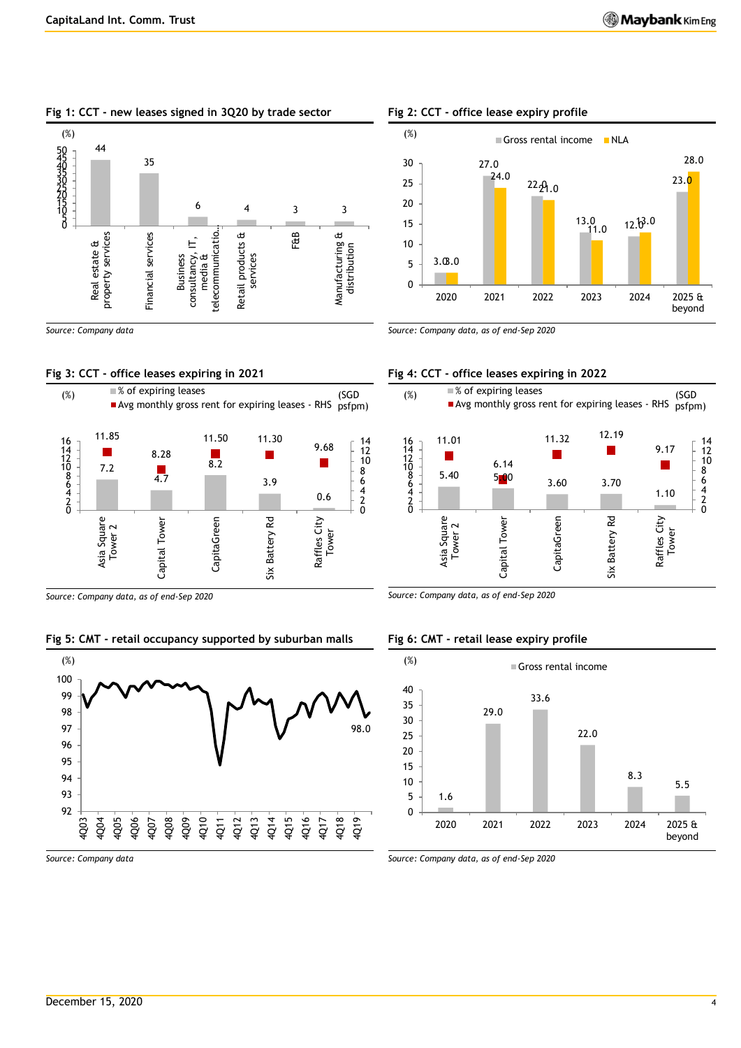**Fig 1: CCT - new leases signed in 3Q20 by trade sector**

| Trade sector | (%) |
| --- | --- |
| Real estate & property services | 44 |
| Financial services | 35 |
| Business consultancy, IT, media & telecommunicatio... | 6 |
| Retail products & services | 4 |
| F&B | 3 |
| Manufacturing & distribution | 3 |

*Source: Company data*

**Fig 2: CCT - office lease expiry profile**

| (%) | Gross rental income | NLA |
| --- | --- | --- |
| 2020 | 3.0 | 3.0 |
| 2021 | 27.0 | 24.0 |
| 2022 | 22.0 | 21.0 |
| 2023 | 13.0 | 11.0 |
| 2024 | 12.0 | 13.0 |
| 2025 & beyond | 23.0 | 28.0 |

*Source: Company data, as of end-Sep 2020*

**Fig 3: CCT - office leases expiring in 2021**

| | % of expiring leases (%) | Avg monthly gross rent for expiring leases - RHS (SGD psfpm) |
| --- | --- | --- |
| Asia Square Tower 2 | 7.2 | 11.85 |
| Capital Tower | 4.7 | 8.28 |
| CapitaGreen | 8.2 | 11.50 |
| Six Battery Rd | 3.9 | 11.30 |
| Raffles City Tower | 0.6 | 9.68 |

*Source: Company data, as of end-Sep 2020*

**Fig 4: CCT - office leases expiring in 2022**

| | % of expiring leases (%) | Avg monthly gross rent for expiring leases - RHS (SGD psfpm) |
| --- | --- | --- |
| Asia Square Tower 2 | 5.40 | 11.01 |
| Capital Tower | 5.00 | 6.14 |
| CapitaGreen | 3.60 | 11.32 |
| Six Battery Rd | 3.70 | 12.19 |
| Raffles City Tower | 1.10 | 9.17 |

*Source: Company data, as of end-Sep 2020*

**Fig 5: CMT - retail occupancy supported by suburban malls**

(%) Line chart from 4Q03 to 4Q19; latest value 98.0

*Source: Company data*

**Fig 6: CMT - retail lease expiry profile**

| (%) | Gross rental income |
| --- | --- |
| 2020 | 1.6 |
| 2021 | 29.0 |
| 2022 | 33.6 |
| 2023 | 22.0 |
| 2024 | 8.3 |
| 2025 & beyond | 5.5 |

*Source: Company data, as of end-Sep 2020*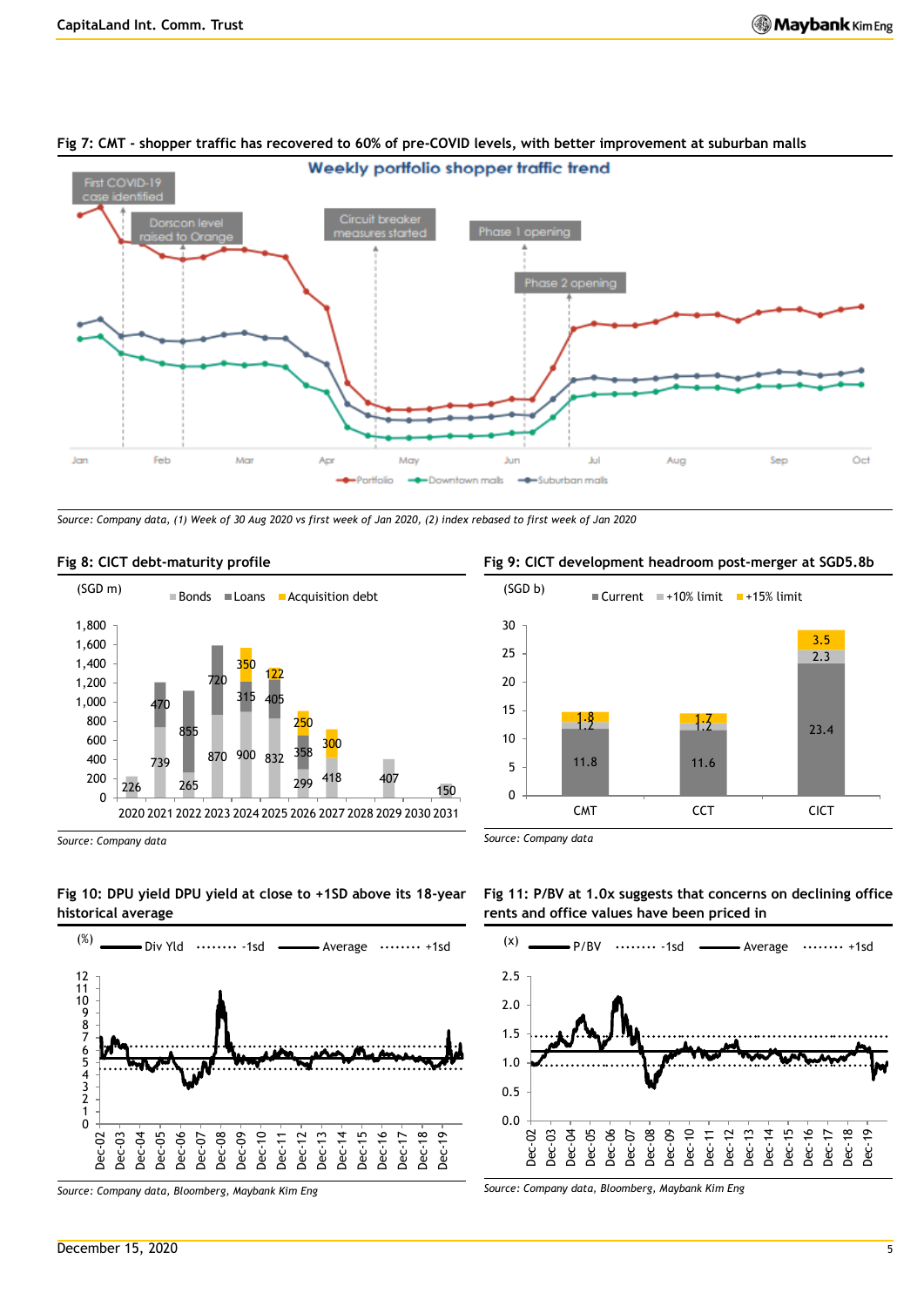**Fig 7: CMT - shopper traffic has recovered to 60% of pre-COVID levels, with better improvement at suburban malls**

*Source: Company data, (1) Week of 30 Aug 2020 vs first week of Jan 2020, (2) index rebased to first week of Jan 2020*

**Fig 8: CICT debt-maturity profile**

(SGD m)

| Year | Bonds | Loans | Acquisition debt |
|---|---|---|---|
| 2020 | 226 | | |
| 2021 | 739 | 470 | |
| 2022 | 265 | 855 | |
| 2023 | 870 | 720 | |
| 2024 | 900 | 315 | 350 |
| 2025 | 832 | 405 | 122 |
| 2026 | 299 | 358 | 250 |
| 2027 | 418 | | 300 |
| 2028 | | | |
| 2029 | 407 | | |
| 2030 | | | |
| 2031 | 150 | | |

*Source: Company data*

**Fig 9: CICT development headroom post-merger at SGD5.8b**

(SGD b)

| | Current | +10% limit | +15% limit |
|---|---|---|---|
| CMT | 11.8 | 1.2 | 1.8 |
| CCT | 11.6 | 1.2 | 1.7 |
| CICT | 23.4 | 2.3 | 3.5 |

*Source: Company data*

**Fig 10: DPU yield DPU yield at close to +1SD above its 18-year historical average**

*Source: Company data, Bloomberg, Maybank Kim Eng*

**Fig 11: P/BV at 1.0x suggests that concerns on declining office rents and office values have been priced in**

*Source: Company data, Bloomberg, Maybank Kim Eng*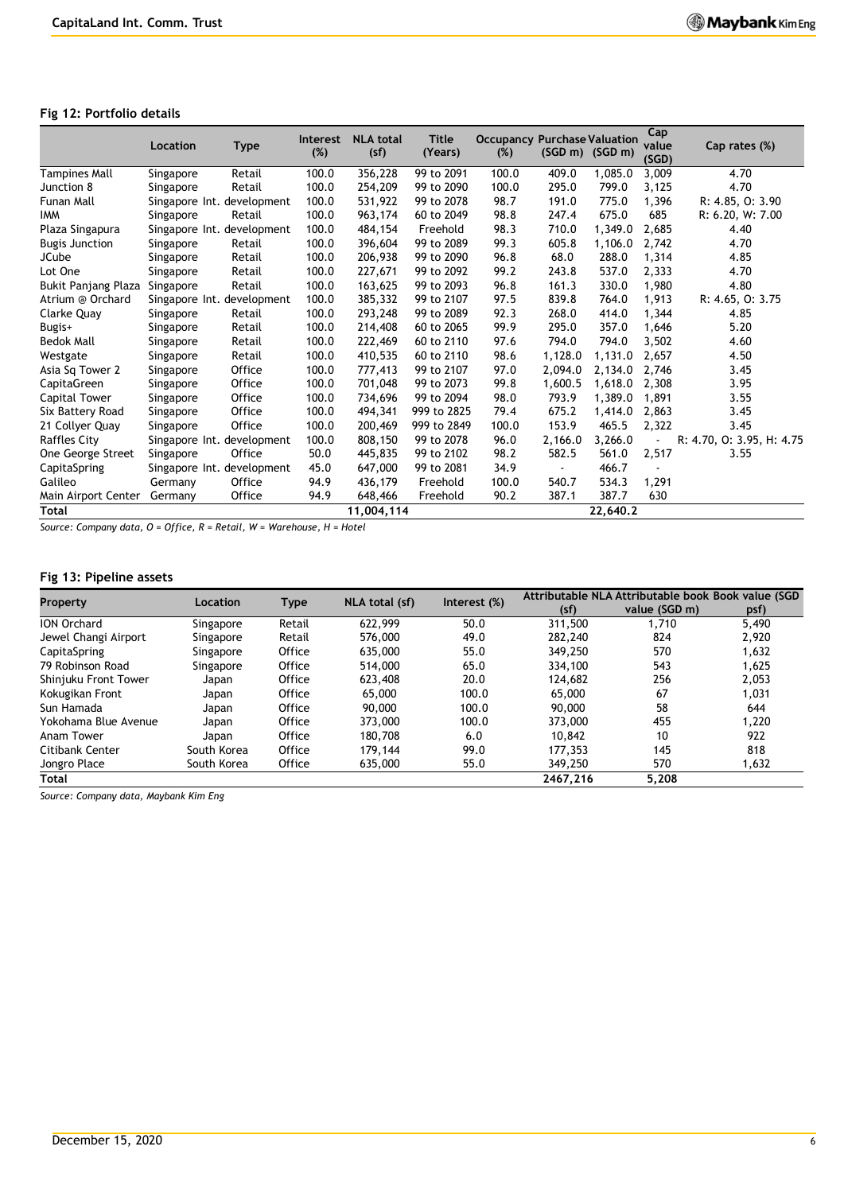### Fig 12: Portfolio details

| | Location | Type | Interest (%) | NLA total (sf) | Title (Years) | Occupancy (%) | Purchase (SGD m) | Valuation (SGD m) | Cap value (SGD) | Cap rates (%) |
|---|---|---|---|---|---|---|---|---|---|---|
| Tampines Mall | Singapore | Retail | 100.0 | 356,228 | 99 to 2091 | 100.0 | 409.0 | 1,085.0 | 3,009 | 4.70 |
| Junction 8 | Singapore | Retail | 100.0 | 254,209 | 99 to 2090 | 100.0 | 295.0 | 799.0 | 3,125 | 4.70 |
| Funan Mall | Singapore | Int. development | 100.0 | 531,922 | 99 to 2078 | 98.7 | 191.0 | 775.0 | 1,396 | R: 4.85, O: 3.90 |
| IMM | Singapore | Retail | 100.0 | 963,174 | 60 to 2049 | 98.8 | 247.4 | 675.0 | 685 | R: 6.20, W: 7.00 |
| Plaza Singapura | Singapore | Int. development | 100.0 | 484,154 | Freehold | 98.3 | 710.0 | 1,349.0 | 2,685 | 4.40 |
| Bugis Junction | Singapore | Retail | 100.0 | 396,604 | 99 to 2089 | 99.3 | 605.8 | 1,106.0 | 2,742 | 4.70 |
| JCube | Singapore | Retail | 100.0 | 206,938 | 99 to 2090 | 96.8 | 68.0 | 288.0 | 1,314 | 4.85 |
| Lot One | Singapore | Retail | 100.0 | 227,671 | 99 to 2092 | 99.2 | 243.8 | 537.0 | 2,333 | 4.70 |
| Bukit Panjang Plaza | Singapore | Retail | 100.0 | 163,625 | 99 to 2093 | 96.8 | 161.3 | 330.0 | 1,980 | 4.80 |
| Atrium @ Orchard | Singapore | Int. development | 100.0 | 385,332 | 99 to 2107 | 97.5 | 839.8 | 764.0 | 1,913 | R: 4.65, O: 3.75 |
| Clarke Quay | Singapore | Retail | 100.0 | 293,248 | 99 to 2089 | 92.3 | 268.0 | 414.0 | 1,344 | 4.85 |
| Bugis+ | Singapore | Retail | 100.0 | 214,408 | 60 to 2065 | 99.9 | 295.0 | 357.0 | 1,646 | 5.20 |
| Bedok Mall | Singapore | Retail | 100.0 | 222,469 | 60 to 2110 | 97.6 | 794.0 | 794.0 | 3,502 | 4.60 |
| Westgate | Singapore | Retail | 100.0 | 410,535 | 60 to 2110 | 98.6 | 1,128.0 | 1,131.0 | 2,657 | 4.50 |
| Asia Sq Tower 2 | Singapore | Office | 100.0 | 777,413 | 99 to 2107 | 97.0 | 2,094.0 | 2,134.0 | 2,746 | 3.45 |
| CapitaGreen | Singapore | Office | 100.0 | 701,048 | 99 to 2073 | 99.8 | 1,600.5 | 1,618.0 | 2,308 | 3.95 |
| Capital Tower | Singapore | Office | 100.0 | 734,696 | 99 to 2094 | 98.0 | 793.9 | 1,389.0 | 1,891 | 3.55 |
| Six Battery Road | Singapore | Office | 100.0 | 494,341 | 999 to 2825 | 79.4 | 675.2 | 1,414.0 | 2,863 | 3.45 |
| 21 Collyer Quay | Singapore | Office | 100.0 | 200,469 | 999 to 2849 | 100.0 | 153.9 | 465.5 | 2,322 | 3.45 |
| Raffles City | Singapore | Int. development | 100.0 | 808,150 | 99 to 2078 | 96.0 | 2,166.0 | 3,266.0 | - | R: 4.70, O: 3.95, H: 4.75 |
| One George Street | Singapore | Office | 50.0 | 445,835 | 99 to 2102 | 98.2 | 582.5 | 561.0 | 2,517 | 3.55 |
| CapitaSpring | Singapore | Int. development | 45.0 | 647,000 | 99 to 2081 | 34.9 | - | 466.7 | - | |
| Galileo | Germany | Office | 94.9 | 436,179 | Freehold | 100.0 | 540.7 | 534.3 | 1,291 | |
| Main Airport Center | Germany | Office | 94.9 | 648,466 | Freehold | 90.2 | 387.1 | 387.7 | 630 | |
| **Total** | | | | **11,004,114** | | | | **22,640.2** | | |

*Source: Company data, O = Office, R = Retail, W = Warehouse, H = Hotel*

### Fig 13: Pipeline assets

| Property | Location | Type | NLA total (sf) | Interest (%) | Attributable NLA (sf) | Attributable book value (SGD m) | Book value (SGD psf) |
|---|---|---|---|---|---|---|---|
| ION Orchard | Singapore | Retail | 622,999 | 50.0 | 311,500 | 1,710 | 5,490 |
| Jewel Changi Airport | Singapore | Retail | 576,000 | 49.0 | 282,240 | 824 | 2,920 |
| CapitaSpring | Singapore | Office | 635,000 | 55.0 | 349,250 | 570 | 1,632 |
| 79 Robinson Road | Singapore | Office | 514,000 | 65.0 | 334,100 | 543 | 1,625 |
| Shinjuku Front Tower | Japan | Office | 623,408 | 20.0 | 124,682 | 256 | 2,053 |
| Kokugikan Front | Japan | Office | 65,000 | 100.0 | 65,000 | 67 | 1,031 |
| Sun Hamada | Japan | Office | 90,000 | 100.0 | 90,000 | 58 | 644 |
| Yokohama Blue Avenue | Japan | Office | 373,000 | 100.0 | 373,000 | 455 | 1,220 |
| Anam Tower | Japan | Office | 180,708 | 6.0 | 10,842 | 10 | 922 |
| Citibank Center | South Korea | Office | 179,144 | 99.0 | 177,353 | 145 | 818 |
| Jongro Place | South Korea | Office | 635,000 | 55.0 | 349,250 | 570 | 1,632 |
| **Total** | | | | | **2467,216** | **5,208** | |

*Source: Company data, Maybank Kim Eng*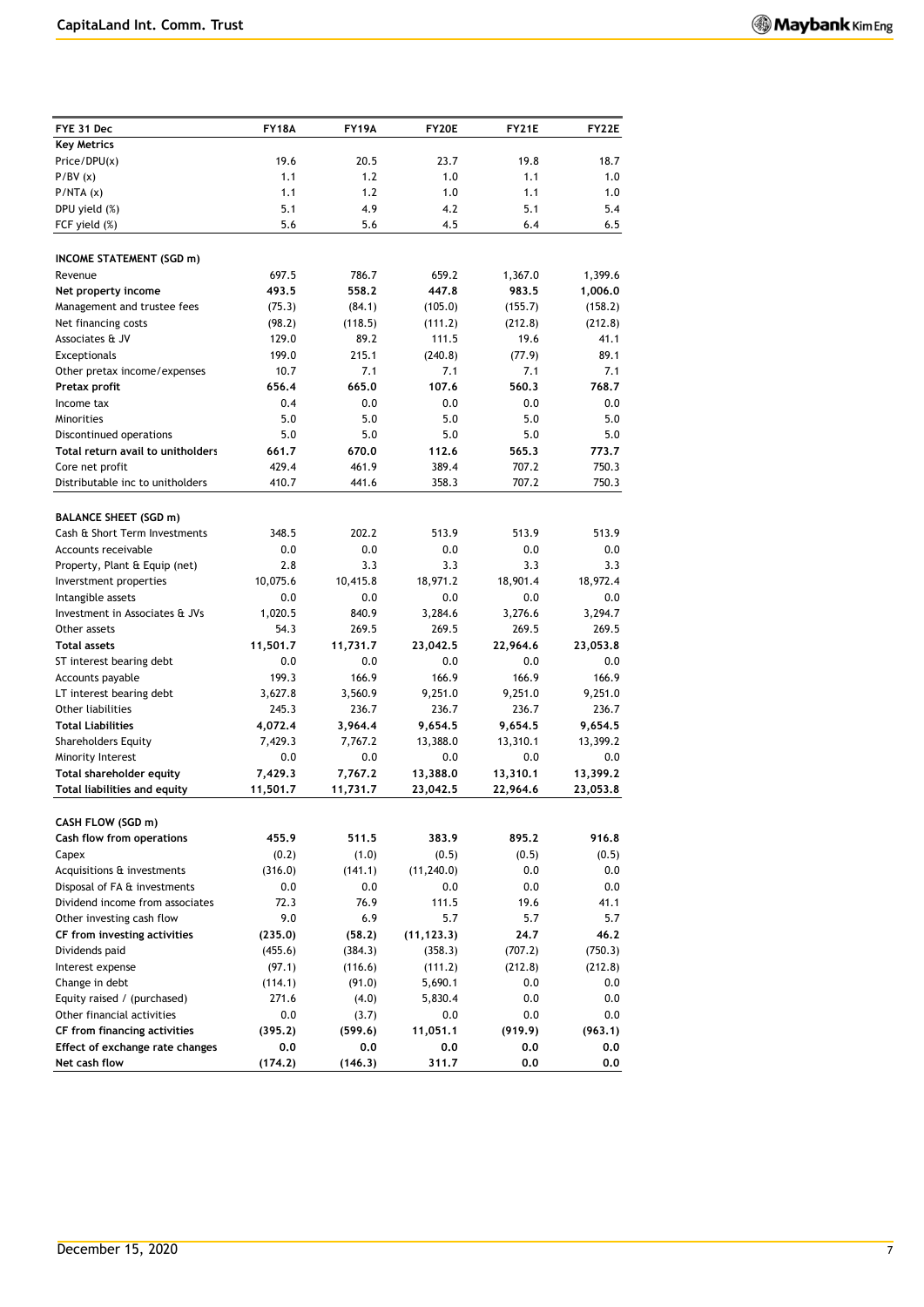| FYE 31 Dec | FY18A | FY19A | FY20E | FY21E | FY22E |
|---|---|---|---|---|---|
| **Key Metrics** | | | | | |
| Price/DPU(x) | 19.6 | 20.5 | 23.7 | 19.8 | 18.7 |
| P/BV (x) | 1.1 | 1.2 | 1.0 | 1.1 | 1.0 |
| P/NTA (x) | 1.1 | 1.2 | 1.0 | 1.1 | 1.0 |
| DPU yield (%) | 5.1 | 4.9 | 4.2 | 5.1 | 5.4 |
| FCF yield (%) | 5.6 | 5.6 | 4.5 | 6.4 | 6.5 |
| | | | | | |
| **INCOME STATEMENT (SGD m)** | | | | | |
| Revenue | 697.5 | 786.7 | 659.2 | 1,367.0 | 1,399.6 |
| **Net property income** | **493.5** | **558.2** | **447.8** | **983.5** | **1,006.0** |
| Management and trustee fees | (75.3) | (84.1) | (105.0) | (155.7) | (158.2) |
| Net financing costs | (98.2) | (118.5) | (111.2) | (212.8) | (212.8) |
| Associates & JV | 129.0 | 89.2 | 111.5 | 19.6 | 41.1 |
| Exceptionals | 199.0 | 215.1 | (240.8) | (77.9) | 89.1 |
| Other pretax income/expenses | 10.7 | 7.1 | 7.1 | 7.1 | 7.1 |
| **Pretax profit** | **656.4** | **665.0** | **107.6** | **560.3** | **768.7** |
| Income tax | 0.4 | 0.0 | 0.0 | 0.0 | 0.0 |
| Minorities | 5.0 | 5.0 | 5.0 | 5.0 | 5.0 |
| Discontinued operations | 5.0 | 5.0 | 5.0 | 5.0 | 5.0 |
| **Total return avail to unitholders** | **661.7** | **670.0** | **112.6** | **565.3** | **773.7** |
| Core net profit | 429.4 | 461.9 | 389.4 | 707.2 | 750.3 |
| Distributable inc to unitholders | 410.7 | 441.6 | 358.3 | 707.2 | 750.3 |
| | | | | | |
| **BALANCE SHEET (SGD m)** | | | | | |
| Cash & Short Term Investments | 348.5 | 202.2 | 513.9 | 513.9 | 513.9 |
| Accounts receivable | 0.0 | 0.0 | 0.0 | 0.0 | 0.0 |
| Property, Plant & Equip (net) | 2.8 | 3.3 | 3.3 | 3.3 | 3.3 |
| Inverstment properties | 10,075.6 | 10,415.8 | 18,971.2 | 18,901.4 | 18,972.4 |
| Intangible assets | 0.0 | 0.0 | 0.0 | 0.0 | 0.0 |
| Investment in Associates & JVs | 1,020.5 | 840.9 | 3,284.6 | 3,276.6 | 3,294.7 |
| Other assets | 54.3 | 269.5 | 269.5 | 269.5 | 269.5 |
| **Total assets** | **11,501.7** | **11,731.7** | **23,042.5** | **22,964.6** | **23,053.8** |
| ST interest bearing debt | 0.0 | 0.0 | 0.0 | 0.0 | 0.0 |
| Accounts payable | 199.3 | 166.9 | 166.9 | 166.9 | 166.9 |
| LT interest bearing debt | 3,627.8 | 3,560.9 | 9,251.0 | 9,251.0 | 9,251.0 |
| Other liabilities | 245.3 | 236.7 | 236.7 | 236.7 | 236.7 |
| **Total Liabilities** | **4,072.4** | **3,964.4** | **9,654.5** | **9,654.5** | **9,654.5** |
| Shareholders Equity | 7,429.3 | 7,767.2 | 13,388.0 | 13,310.1 | 13,399.2 |
| Minority Interest | 0.0 | 0.0 | 0.0 | 0.0 | 0.0 |
| **Total shareholder equity** | **7,429.3** | **7,767.2** | **13,388.0** | **13,310.1** | **13,399.2** |
| **Total liabilities and equity** | **11,501.7** | **11,731.7** | **23,042.5** | **22,964.6** | **23,053.8** |
| | | | | | |
| **CASH FLOW (SGD m)** | | | | | |
| **Cash flow from operations** | **455.9** | **511.5** | **383.9** | **895.2** | **916.8** |
| Capex | (0.2) | (1.0) | (0.5) | (0.5) | (0.5) |
| Acquisitions & investments | (316.0) | (141.1) | (11,240.0) | 0.0 | 0.0 |
| Disposal of FA & investments | 0.0 | 0.0 | 0.0 | 0.0 | 0.0 |
| Dividend income from associates | 72.3 | 76.9 | 111.5 | 19.6 | 41.1 |
| Other investing cash flow | 9.0 | 6.9 | 5.7 | 5.7 | 5.7 |
| **CF from investing activities** | **(235.0)** | **(58.2)** | **(11,123.3)** | **24.7** | **46.2** |
| Dividends paid | (455.6) | (384.3) | (358.3) | (707.2) | (750.3) |
| Interest expense | (97.1) | (116.6) | (111.2) | (212.8) | (212.8) |
| Change in debt | (114.1) | (91.0) | 5,690.1 | 0.0 | 0.0 |
| Equity raised / (purchased) | 271.6 | (4.0) | 5,830.4 | 0.0 | 0.0 |
| Other financial activities | 0.0 | (3.7) | 0.0 | 0.0 | 0.0 |
| **CF from financing activities** | **(395.2)** | **(599.6)** | **11,051.1** | **(919.9)** | **(963.1)** |
| **Effect of exchange rate changes** | **0.0** | **0.0** | **0.0** | **0.0** | **0.0** |
| **Net cash flow** | **(174.2)** | **(146.3)** | **311.7** | **0.0** | **0.0** |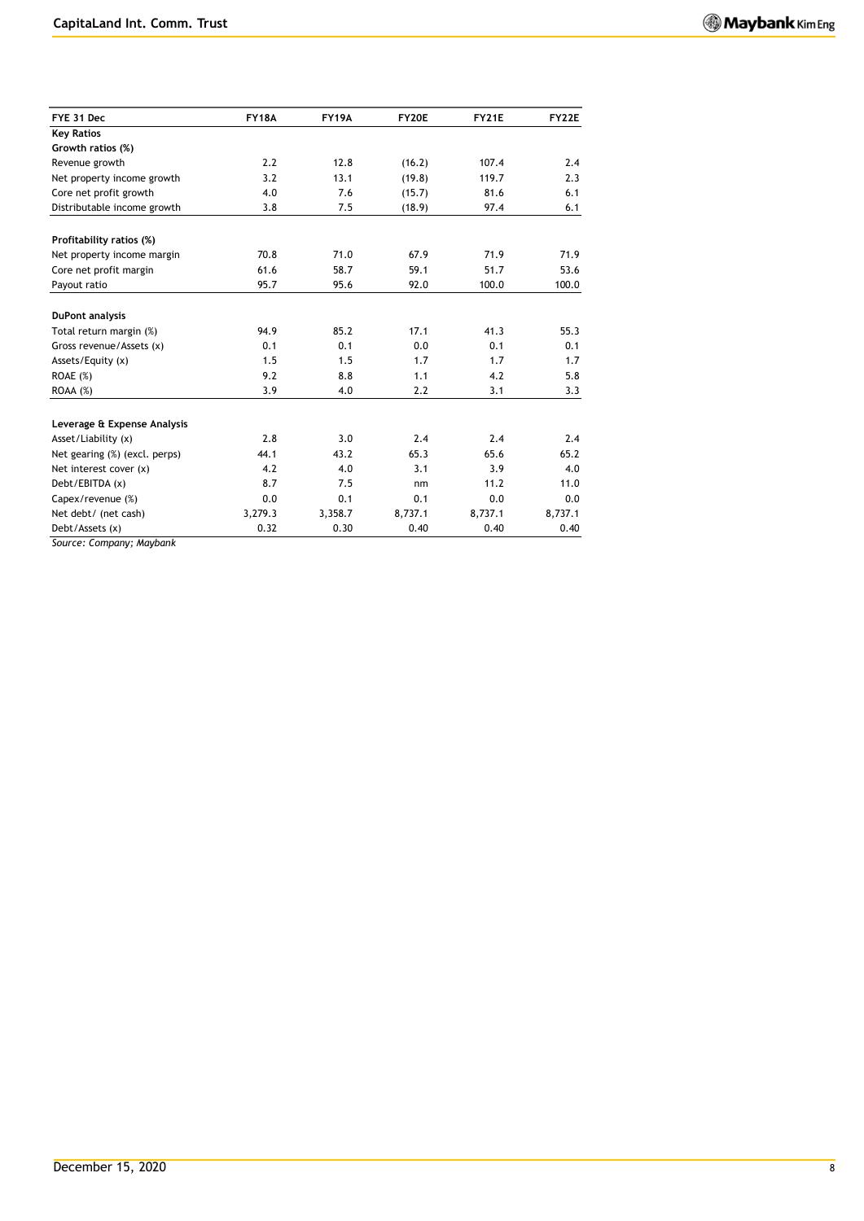| FYE 31 Dec | FY18A | FY19A | FY20E | FY21E | FY22E |
|---|---|---|---|---|---|
| **Key Ratios** | | | | | |
| **Growth ratios (%)** | | | | | |
| Revenue growth | 2.2 | 12.8 | (16.2) | 107.4 | 2.4 |
| Net property income growth | 3.2 | 13.1 | (19.8) | 119.7 | 2.3 |
| Core net profit growth | 4.0 | 7.6 | (15.7) | 81.6 | 6.1 |
| Distributable income growth | 3.8 | 7.5 | (18.9) | 97.4 | 6.1 |
| | | | | | |
| **Profitability ratios (%)** | | | | | |
| Net property income margin | 70.8 | 71.0 | 67.9 | 71.9 | 71.9 |
| Core net profit margin | 61.6 | 58.7 | 59.1 | 51.7 | 53.6 |
| Payout ratio | 95.7 | 95.6 | 92.0 | 100.0 | 100.0 |
| | | | | | |
| **DuPont analysis** | | | | | |
| Total return margin (%) | 94.9 | 85.2 | 17.1 | 41.3 | 55.3 |
| Gross revenue/Assets (x) | 0.1 | 0.1 | 0.0 | 0.1 | 0.1 |
| Assets/Equity (x) | 1.5 | 1.5 | 1.7 | 1.7 | 1.7 |
| ROAE (%) | 9.2 | 8.8 | 1.1 | 4.2 | 5.8 |
| ROAA (%) | 3.9 | 4.0 | 2.2 | 3.1 | 3.3 |
| | | | | | |
| **Leverage & Expense Analysis** | | | | | |
| Asset/Liability (x) | 2.8 | 3.0 | 2.4 | 2.4 | 2.4 |
| Net gearing (%) (excl. perps) | 44.1 | 43.2 | 65.3 | 65.6 | 65.2 |
| Net interest cover (x) | 4.2 | 4.0 | 3.1 | 3.9 | 4.0 |
| Debt/EBITDA (x) | 8.7 | 7.5 | nm | 11.2 | 11.0 |
| Capex/revenue (%) | 0.0 | 0.1 | 0.1 | 0.0 | 0.0 |
| Net debt/ (net cash) | 3,279.3 | 3,358.7 | 8,737.1 | 8,737.1 | 8,737.1 |
| Debt/Assets (x) | 0.32 | 0.30 | 0.40 | 0.40 | 0.40 |

*Source: Company; Maybank*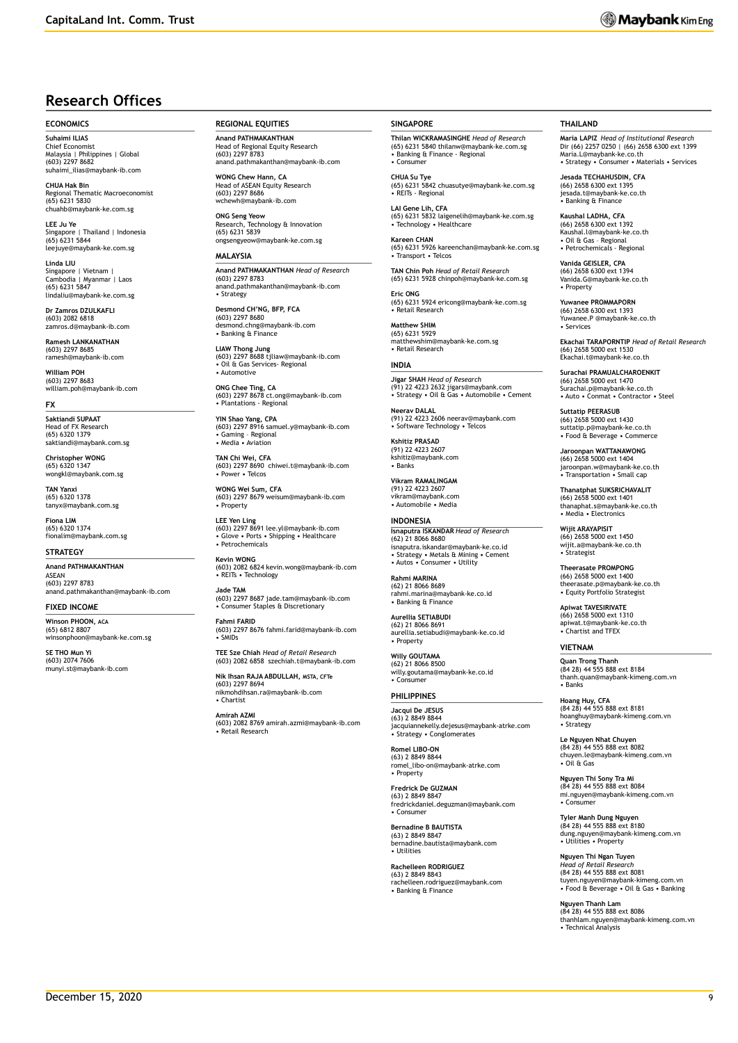# Research Offices

## ECONOMICS

**Suhaimi ILIAS**
Chief Economist
Malaysia | Philippines | Global
(603) 2297 8682
suhaimi_ilias@maybank-ib.com

**CHUA Hak Bin**
Regional Thematic Macroeconomist
(65) 6231 5830
chuahb@maybank-ke.com.sg

**LEE Ju Ye**
Singapore | Thailand | Indonesia
(65) 6231 5844
leejuye@maybank-ke.com.sg

**Linda LIU**
Singapore | Vietnam |
Cambodia | Myanmar | Laos
(65) 6231 5847
lindaliu@maybank-ke.com.sg

**Dr Zamros DZULKAFLI**
(603) 2082 6818
zamros.d@maybank-ib.com

**Ramesh LANKANATHAN**
(603) 2297 8685
ramesh@maybank-ib.com

**William POH**
(603) 2297 8683
william.poh@maybank-ib.com

## FX

**Saktiandi SUPAAT**
Head of FX Research
(65) 6320 1379
saktiandi@maybank.com.sg

**Christopher WONG**
(65) 6320 1347
wongkl@maybank.com.sg

**TAN Yanxi**
(65) 6320 1378
tanyx@maybank.com.sg

**Fiona LIM**
(65) 6320 1374
fionalim@maybank.com.sg

## STRATEGY

**Anand PATHMAKANTHAN**
ASEAN
(603) 2297 8783
anand.pathmakanthan@maybank-ib.com

## FIXED INCOME

**Winson PHOON, ACA**
(65) 6812 8807
winsonphoon@maybank-ke.com.sg

**SE THO Mun Yi**
(603) 2074 7606
munyi.st@maybank-ib.com

## REGIONAL EQUITIES

**Anand PATHMAKANTHAN**
Head of Regional Equity Research
(603) 2297 8783
anand.pathmakanthan@maybank-ib.com

**WONG Chew Hann, CA**
Head of ASEAN Equity Research
(603) 2297 8686
wchewh@maybank-ib.com

**ONG Seng Yeow**
Research, Technology & Innovation
(65) 6231 5839
ongsengyeow@maybank-ke.com.sg

## MALAYSIA

**Anand PATHMAKANTHAN** *Head of Research*
(603) 2297 8783
anand.pathmakanthan@maybank-ib.com
• Strategy

**Desmond CH'NG, BFP, FCA**
(603) 2297 8680
desmond.chng@maybank-ib.com
• Banking & Finance

**LIAW Thong Jung**
(603) 2297 8688 tjliaw@maybank-ib.com
• Oil & Gas Services- Regional
• Automotive

**ONG Chee Ting, CA**
(603) 2297 8678 ct.ong@maybank-ib.com
• Plantations - Regional

**YIN Shao Yang, CPA**
(603) 2297 8916 samuel.y@maybank-ib.com
• Gaming – Regional
• Media • Aviation

**TAN Chi Wei, CFA**
(603) 2297 8690 chiwei.t@maybank-ib.com
• Power • Telcos

**WONG Wei Sum, CFA**
(603) 2297 8679 weisum@maybank-ib.com
• Property

**LEE Yen Ling**
(603) 2297 8691 lee.yl@maybank-ib.com
• Glove • Ports • Shipping • Healthcare
• Petrochemicals

**Kevin WONG**
(603) 2082 6824 kevin.wong@maybank-ib.com
• REITs • Technology

**Jade TAM**
(603) 2297 8687 jade.tam@maybank-ib.com
• Consumer Staples & Discretionary

**Fahmi FARID**
(603) 2297 8676 fahmi.farid@maybank-ib.com
• SMIDs

**TEE Sze Chiah** *Head of Retail Research*
(603) 2082 6858 szechiah.t@maybank-ib.com

**Nik Ihsan RAJA ABDULLAH, MSTA, CFTe**
(603) 2297 8694
nikmohdihsan.ra@maybank-ib.com
• Chartist

**Amirah AZMI**
(603) 2082 8769 amirah.azmi@maybank-ib.com
• Retail Research

## SINGAPORE

**Thilan WICKRAMASINGHE** *Head of Research*
(65) 6231 5840 thilanw@maybank-ke.com.sg
• Banking & Finance - Regional
• Consumer

**CHUA Su Tye**
(65) 6231 5842 chuasutye@maybank-ke.com.sg
• REITs - Regional

**LAI Gene Lih, CFA**
(65) 6231 5832 laigenelih@maybank-ke.com.sg
• Technology • Healthcare

**Kareen CHAN**
(65) 6231 5926 kareenchan@maybank-ke.com.sg
• Transport • Telcos

**TAN Chin Poh** *Head of Retail Research*
(65) 6231 5928 chinpoh@maybank-ke.com.sg

**Eric ONG**
(65) 6231 5924 ericong@maybank-ke.com.sg
• Retail Research

**Matthew SHIM**
(65) 6231 5929
matthewshim@maybank-ke.com.sg
• Retail Research

## INDIA

**Jigar SHAH** *Head of Research*
(91) 22 4223 2632 jigars@maybank.com
• Strategy • Oil & Gas • Automobile • Cement

**Neerav DALAL**
(91) 22 4223 2606 neerav@maybank.com
• Software Technology • Telcos

**Kshitiz PRASAD**
(91) 22 4223 2607
kshitiz@maybank.com
• Banks

**Vikram RAMALINGAM**
(91) 22 4223 2607
vikram@maybank.com
• Automobile • Media

## INDONESIA

**Isnaputra ISKANDAR** *Head of Research*
(62) 21 8066 8680
isnaputra.iskandar@maybank-ke.co.id
• Strategy • Metals & Mining • Cement
• Autos • Consumer • Utility

**Rahmi MARINA**
(62) 21 8066 8689
rahmi.marina@maybank-ke.co.id
• Banking & Finance

**Aurellia SETIABUDI**
(62) 21 8066 8691
aurellia.setiabudi@maybank-ke.co.id
• Property

**Willy GOUTAMA**
(62) 21 8066 8500
willy.goutama@maybank-ke.co.id
• Consumer

## PHILIPPINES

**Jacqui De JESUS**
(63) 2 8849 8844
jacquiannekelly.dejesus@maybank-atrke.com
• Strategy • Conglomerates

**Romel LIBO-ON**
(63) 2 8849 8844
romel_libo-on@maybank-atrke.com
• Property

**Fredrick De GUZMAN**
(63) 2 8849 8847
fredrickdaniel.deguzman@maybank.com
• Consumer

**Bernadine B BAUTISTA**
(63) 2 8849 8847
bernadine.bautista@maybank.com
• Utilities

**Rachelleen RODRIGUEZ**
(63) 2 8849 8843
rachelleen.rodriguez@maybank.com
• Banking & Finance

## THAILAND

**Maria LAPIZ** *Head of Institutional Research*
Dir (66) 2257 0250 | (66) 2658 6300 ext 1399
Maria.L@maybank-ke.co.th
• Strategy • Consumer • Materials • Services

**Jesada TECHAHUSDIN, CFA**
(66) 2658 6300 ext 1395
jesada.t@maybank-ke.co.th
• Banking & Finance

**Kaushal LADHA, CFA**
(66) 2658 6300 ext 1392
Kaushal.l@maybank-ke.co.th
• Oil & Gas – Regional
• Petrochemicals - Regional

**Vanida GEISLER, CPA**
(66) 2658 6300 ext 1394
Vanida.G@maybank-ke.co.th
• Property

**Yuwanee PROMMAPORN**
(66) 2658 6300 ext 1393
Yuwanee.P @maybank-ke.co.th
• Services

**Ekachai TARAPORNTIP** *Head of Retail Research*
(66) 2658 5000 ext 1530
Ekachai.t@maybank-ke.co.th

**Surachai PRAMUALCHAROENKIT**
(66) 2658 5000 ext 1470
Surachai.p@maybank-ke.co.th
• Auto • Conmat • Contractor • Steel

**Suttatip PEERASUB**
(66) 2658 5000 ext 1430
suttatip.p@maybank-ke.co.th
• Food & Beverage • Commerce

**Jaroonpan WATTANAWONG**
(66) 2658 5000 ext 1404
jaroonpan.w@maybank-ke.co.th
• Transportation • Small cap

**Thanatphat SUKSRICHAVALIT**
(66) 2658 5000 ext 1401
thanaphat.s@maybank-ke.co.th
• Media • Electronics

**Wijit ARAYAPISIT**
(66) 2658 5000 ext 1450
wijit.a@maybank-ke.co.th
• Strategist

**Theerasate PROMPONG**
(66) 2658 5000 ext 1400
theerasate.p@maybank-ke.co.th
• Equity Portfolio Strategist

**Apiwat TAVESIRIVATE**
(66) 2658 5000 ext 1310
apiwat.t@maybank-ke.co.th
• Chartist and TFEX

## VIETNAM

**Quan Trong Thanh**
(84 28) 44 555 888 ext 8184
thanh.quan@maybank-kimeng.com.vn
• Banks

**Hoang Huy, CFA**
(84 28) 44 555 888 ext 8181
hoanghuy@maybank-kimeng.com.vn
• Strategy

**Le Nguyen Nhat Chuyen**
(84 28) 44 555 888 ext 8082
chuyen.le@maybank-kimeng.com.vn
• Oil & Gas

**Nguyen Thi Sony Tra Mi**
(84 28) 44 555 888 ext 8084
mi.nguyen@maybank-kimeng.com.vn
• Consumer

**Tyler Manh Dung Nguyen**
(84 28) 44 555 888 ext 8180
dung.nguyen@maybank-kimeng.com.vn
• Utilities • Property

**Nguyen Thi Ngan Tuyen**
*Head of Retail Research*
(84 28) 44 555 888 ext 8081
tuyen.nguyen@maybank-kimeng.com.vn
• Food & Beverage • Oil & Gas • Banking

**Nguyen Thanh Lam**
(84 28) 44 555 888 ext 8086
thanhlam.nguyen@maybank-kimeng.com.vn
• Technical Analysis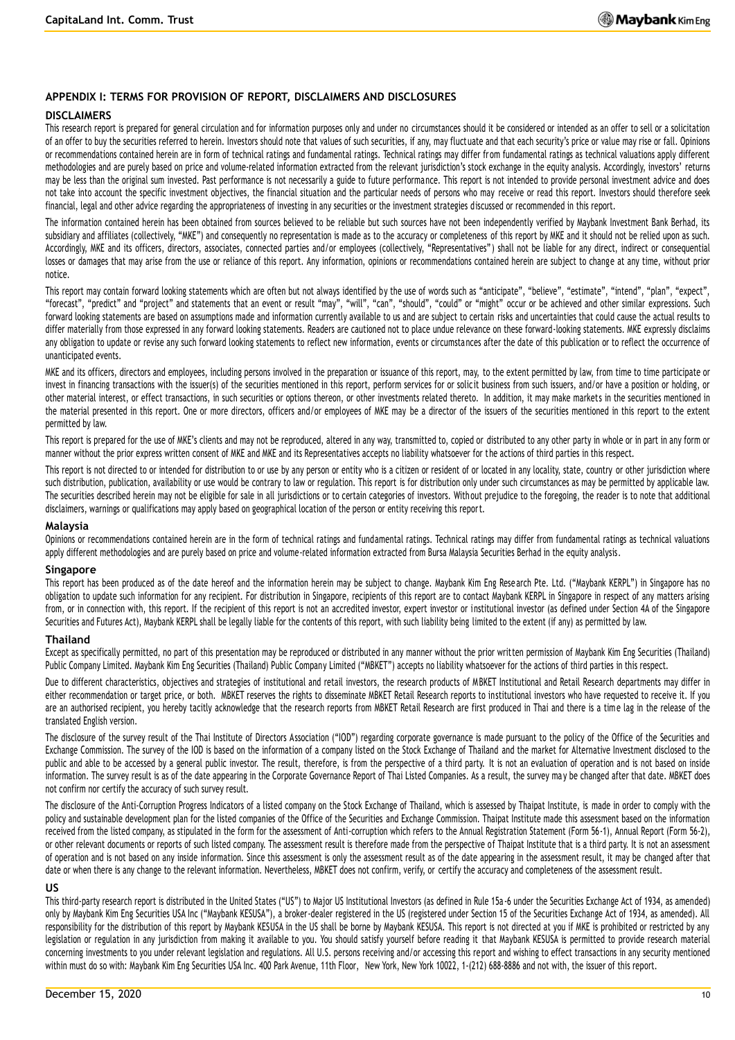## APPENDIX I: TERMS FOR PROVISION OF REPORT, DISCLAIMERS AND DISCLOSURES

### DISCLAIMERS

This research report is prepared for general circulation and for information purposes only and under no circumstances should it be considered or intended as an offer to sell or a solicitation of an offer to buy the securities referred to herein. Investors should note that values of such securities, if any, may fluctuate and that each security's price or value may rise or fall. Opinions or recommendations contained herein are in form of technical ratings and fundamental ratings. Technical ratings may differ from fundamental ratings as technical valuations apply different methodologies and are purely based on price and volume-related information extracted from the relevant jurisdiction's stock exchange in the equity analysis. Accordingly, investors' returns may be less than the original sum invested. Past performance is not necessarily a guide to future performance. This report is not intended to provide personal investment advice and does not take into account the specific investment objectives, the financial situation and the particular needs of persons who may receive or read this report. Investors should therefore seek financial, legal and other advice regarding the appropriateness of investing in any securities or the investment strategies discussed or recommended in this report.

The information contained herein has been obtained from sources believed to be reliable but such sources have not been independently verified by Maybank Investment Bank Berhad, its subsidiary and affiliates (collectively, "MKE") and consequently no representation is made as to the accuracy or completeness of this report by MKE and it should not be relied upon as such. Accordingly, MKE and its officers, directors, associates, connected parties and/or employees (collectively, "Representatives") shall not be liable for any direct, indirect or consequential losses or damages that may arise from the use or reliance of this report. Any information, opinions or recommendations contained herein are subject to change at any time, without prior notice.

This report may contain forward looking statements which are often but not always identified by the use of words such as "anticipate", "believe", "estimate", "intend", "plan", "expect", "forecast", "predict" and "project" and statements that an event or result "may", "will", "can", "should", "could" or "might" occur or be achieved and other similar expressions. Such forward looking statements are based on assumptions made and information currently available to us and are subject to certain risks and uncertainties that could cause the actual results to differ materially from those expressed in any forward looking statements. Readers are cautioned not to place undue relevance on these forward-looking statements. MKE expressly disclaims any obligation to update or revise any such forward looking statements to reflect new information, events or circumstances after the date of this publication or to reflect the occurrence of unanticipated events.

MKE and its officers, directors and employees, including persons involved in the preparation or issuance of this report, may, to the extent permitted by law, from time to time participate or invest in financing transactions with the issuer(s) of the securities mentioned in this report, perform services for or solicit business from such issuers, and/or have a position or holding, or other material interest, or effect transactions, in such securities or options thereon, or other investments related thereto. In addition, it may make markets in the securities mentioned in the material presented in this report. One or more directors, officers and/or employees of MKE may be a director of the issuers of the securities mentioned in this report to the extent permitted by law.

This report is prepared for the use of MKE's clients and may not be reproduced, altered in any way, transmitted to, copied or distributed to any other party in whole or in part in any form or manner without the prior express written consent of MKE and MKE and its Representatives accepts no liability whatsoever for the actions of third parties in this respect.

This report is not directed to or intended for distribution to or use by any person or entity who is a citizen or resident of or located in any locality, state, country or other jurisdiction where such distribution, publication, availability or use would be contrary to law or regulation. This report is for distribution only under such circumstances as may be permitted by applicable law. The securities described herein may not be eligible for sale in all jurisdictions or to certain categories of investors. Without prejudice to the foregoing, the reader is to note that additional disclaimers, warnings or qualifications may apply based on geographical location of the person or entity receiving this report.

### Malaysia

Opinions or recommendations contained herein are in the form of technical ratings and fundamental ratings. Technical ratings may differ from fundamental ratings as technical valuations apply different methodologies and are purely based on price and volume-related information extracted from Bursa Malaysia Securities Berhad in the equity analysis.

### Singapore

This report has been produced as of the date hereof and the information herein may be subject to change. Maybank Kim Eng Research Pte. Ltd. ("Maybank KERPL") in Singapore has no obligation to update such information for any recipient. For distribution in Singapore, recipients of this report are to contact Maybank KERPL in Singapore in respect of any matters arising from, or in connection with, this report. If the recipient of this report is not an accredited investor, expert investor or institutional investor (as defined under Section 4A of the Singapore Securities and Futures Act), Maybank KERPL shall be legally liable for the contents of this report, with such liability being limited to the extent (if any) as permitted by law.

### Thailand

Except as specifically permitted, no part of this presentation may be reproduced or distributed in any manner without the prior written permission of Maybank Kim Eng Securities (Thailand) Public Company Limited. Maybank Kim Eng Securities (Thailand) Public Company Limited ("MBKET") accepts no liability whatsoever for the actions of third parties in this respect.

Due to different characteristics, objectives and strategies of institutional and retail investors, the research products of MBKET Institutional and Retail Research departments may differ in either recommendation or target price, or both. MBKET reserves the rights to disseminate MBKET Retail Research reports to institutional investors who have requested to receive it. If you are an authorised recipient, you hereby tacitly acknowledge that the research reports from MBKET Retail Research are first produced in Thai and there is a time lag in the release of the translated English version.

The disclosure of the survey result of the Thai Institute of Directors Association ("IOD") regarding corporate governance is made pursuant to the policy of the Office of the Securities and Exchange Commission. The survey of the IOD is based on the information of a company listed on the Stock Exchange of Thailand and the market for Alternative Investment disclosed to the public and able to be accessed by a general public investor. The result, therefore, is from the perspective of a third party. It is not an evaluation of operation and is not based on inside information. The survey result is as of the date appearing in the Corporate Governance Report of Thai Listed Companies. As a result, the survey may be changed after that date. MBKET does not confirm nor certify the accuracy of such survey result.

The disclosure of the Anti-Corruption Progress Indicators of a listed company on the Stock Exchange of Thailand, which is assessed by Thaipat Institute, is made in order to comply with the policy and sustainable development plan for the listed companies of the Office of the Securities and Exchange Commission. Thaipat Institute made this assessment based on the information received from the listed company, as stipulated in the form for the assessment of Anti-corruption which refers to the Annual Registration Statement (Form 56-1), Annual Report (Form 56-2), or other relevant documents or reports of such listed company. The assessment result is therefore made from the perspective of Thaipat Institute that is a third party. It is not an assessment of operation and is not based on any inside information. Since this assessment is only the assessment result as of the date appearing in the assessment result, it may be changed after that date or when there is any change to the relevant information. Nevertheless, MBKET does not confirm, verify, or certify the accuracy and completeness of the assessment result.

### US

This third-party research report is distributed in the United States ("US") to Major US Institutional Investors (as defined in Rule 15a-6 under the Securities Exchange Act of 1934, as amended) only by Maybank Kim Eng Securities USA Inc ("Maybank KESUSA"), a broker-dealer registered in the US (registered under Section 15 of the Securities Exchange Act of 1934, as amended). All responsibility for the distribution of this report by Maybank KESUSA in the US shall be borne by Maybank KESUSA. This report is not directed at you if MKE is prohibited or restricted by any legislation or regulation in any jurisdiction from making it available to you. You should satisfy yourself before reading it that Maybank KESUSA is permitted to provide research material concerning investments to you under relevant legislation and regulations. All U.S. persons receiving and/or accessing this report and wishing to effect transactions in any security mentioned within must do so with: Maybank Kim Eng Securities USA Inc. 400 Park Avenue, 11th Floor, New York, New York 10022, 1-(212) 688-8886 and not with, the issuer of this report.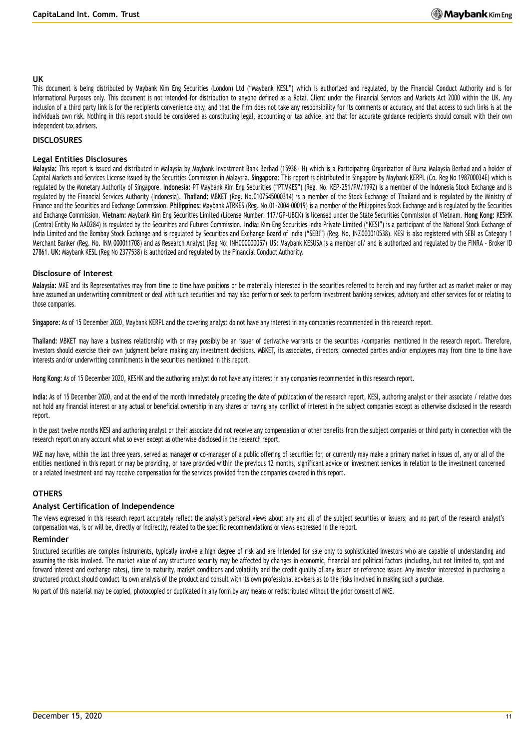### UK

This document is being distributed by Maybank Kim Eng Securities (London) Ltd ("Maybank KESL") which is authorized and regulated, by the Financial Conduct Authority and is for Informational Purposes only. This document is not intended for distribution to anyone defined as a Retail Client under the Financial Services and Markets Act 2000 within the UK. Any inclusion of a third party link is for the recipients convenience only, and that the firm does not take any responsibility for its comments or accuracy, and that access to such links is at the individuals own risk. Nothing in this report should be considered as constituting legal, accounting or tax advice, and that for accurate guidance recipients should consult with their own independent tax advisers.

## DISCLOSURES

### Legal Entities Disclosures

**Malaysia:** This report is issued and distributed in Malaysia by Maybank Investment Bank Berhad (15938- H) which is a Participating Organization of Bursa Malaysia Berhad and a holder of Capital Markets and Services License issued by the Securities Commission in Malaysia. **Singapore:** This report is distributed in Singapore by Maybank KERPL (Co. Reg No 198700034E) which is regulated by the Monetary Authority of Singapore. **Indonesia:** PT Maybank Kim Eng Securities ("PTMKES") (Reg. No. KEP-251/PM/1992) is a member of the Indonesia Stock Exchange and is regulated by the Financial Services Authority (Indonesia). **Thailand:** MBKET (Reg. No.0107545000314) is a member of the Stock Exchange of Thailand and is regulated by the Ministry of Finance and the Securities and Exchange Commission. **Philippines:** Maybank ATRKES (Reg. No.01-2004-00019) is a member of the Philippines Stock Exchange and is regulated by the Securities and Exchange Commission. **Vietnam:** Maybank Kim Eng Securities Limited (License Number: 117/GP-UBCK) is licensed under the State Securities Commission of Vietnam. **Hong Kong:** KESHK (Central Entity No AAD284) is regulated by the Securities and Futures Commission. **India:** Kim Eng Securities India Private Limited ("KESI") is a participant of the National Stock Exchange of India Limited and the Bombay Stock Exchange and is regulated by Securities and Exchange Board of India ("SEBI") (Reg. No. INZ000010538). KESI is also registered with SEBI as Category 1 Merchant Banker (Reg. No. INM 000011708) and as Research Analyst (Reg No: INH000000057) **US:** Maybank KESUSA is a member of/ and is authorized and regulated by the FINRA – Broker ID 27861. **UK:** Maybank KESL (Reg No 2377538) is authorized and regulated by the Financial Conduct Authority.

### Disclosure of Interest

**Malaysia:** MKE and its Representatives may from time to time have positions or be materially interested in the securities referred to herein and may further act as market maker or may have assumed an underwriting commitment or deal with such securities and may also perform or seek to perform investment banking services, advisory and other services for or relating to those companies.

**Singapore:** As of 15 December 2020, Maybank KERPL and the covering analyst do not have any interest in any companies recommended in this research report.

**Thailand:** MBKET may have a business relationship with or may possibly be an issuer of derivative warrants on the securities /companies mentioned in the research report. Therefore, Investors should exercise their own judgment before making any investment decisions. MBKET, its associates, directors, connected parties and/or employees may from time to time have interests and/or underwriting commitments in the securities mentioned in this report.

**Hong Kong:** As of 15 December 2020, KESHK and the authoring analyst do not have any interest in any companies recommended in this research report.

**India:** As of 15 December 2020, and at the end of the month immediately preceding the date of publication of the research report, KESI, authoring analyst or their associate / relative does not hold any financial interest or any actual or beneficial ownership in any shares or having any conflict of interest in the subject companies except as otherwise disclosed in the research report.

In the past twelve months KESI and authoring analyst or their associate did not receive any compensation or other benefits from the subject companies or third party in connection with the research report on any account what so ever except as otherwise disclosed in the research report.

MKE may have, within the last three years, served as manager or co-manager of a public offering of securities for, or currently may make a primary market in issues of, any or all of the entities mentioned in this report or may be providing, or have provided within the previous 12 months, significant advice or investment services in relation to the investment concerned or a related investment and may receive compensation for the services provided from the companies covered in this report.

## OTHERS

### Analyst Certification of Independence

The views expressed in this research report accurately reflect the analyst's personal views about any and all of the subject securities or issuers; and no part of the research analyst's compensation was, is or will be, directly or indirectly, related to the specific recommendations or views expressed in the report.

### Reminder

Structured securities are complex instruments, typically involve a high degree of risk and are intended for sale only to sophisticated investors who are capable of understanding and assuming the risks involved. The market value of any structured security may be affected by changes in economic, financial and political factors (including, but not limited to, spot and forward interest and exchange rates), time to maturity, market conditions and volatility and the credit quality of any issuer or reference issuer. Any investor interested in purchasing a structured product should conduct its own analysis of the product and consult with its own professional advisers as to the risks involved in making such a purchase.

No part of this material may be copied, photocopied or duplicated in any form by any means or redistributed without the prior consent of MKE.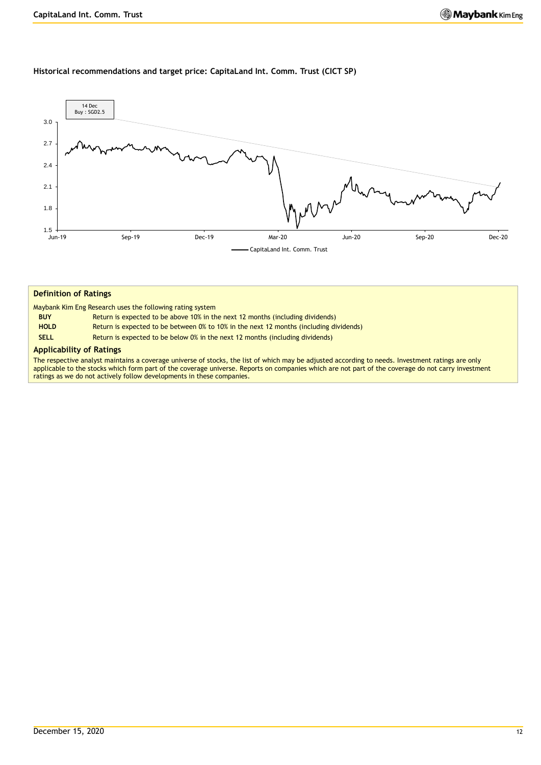**Historical recommendations and target price: CapitaLand Int. Comm. Trust (CICT SP)**

14 Dec
Buy : SGD2.5

CapitaLand Int. Comm. Trust

### Definition of Ratings

Maybank Kim Eng Research uses the following rating system

| | |
|---|---|
| **BUY** | Return is expected to be above 10% in the next 12 months (including dividends) |
| **HOLD** | Return is expected to be between 0% to 10% in the next 12 months (including dividends) |
| **SELL** | Return is expected to be below 0% in the next 12 months (including dividends) |

### Applicability of Ratings

The respective analyst maintains a coverage universe of stocks, the list of which may be adjusted according to needs. Investment ratings are only applicable to the stocks which form part of the coverage universe. Reports on companies which are not part of the coverage do not carry investment ratings as we do not actively follow developments in these companies.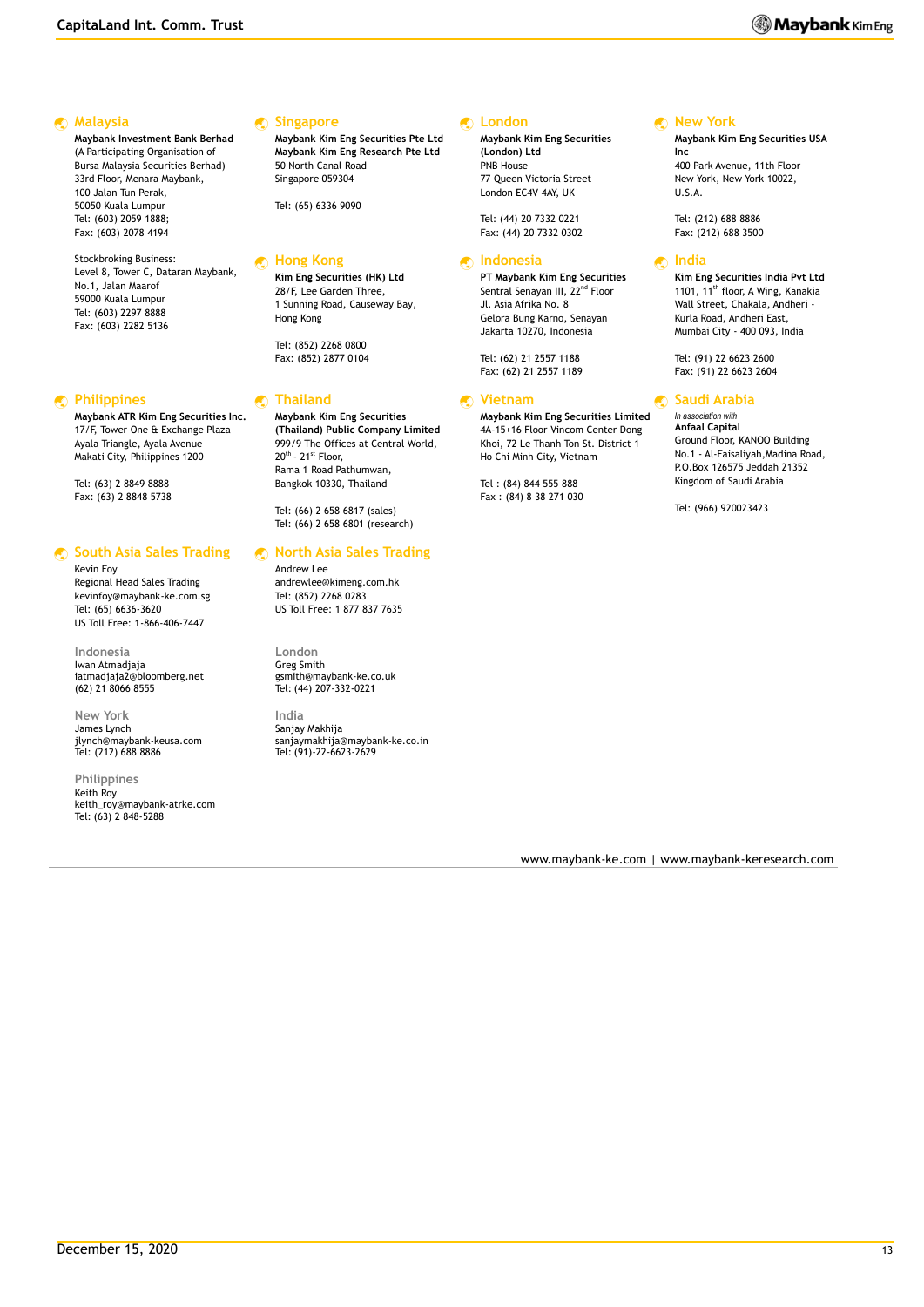## Malaysia

**Maybank Investment Bank Berhad**
(A Participating Organisation of
Bursa Malaysia Securities Berhad)
33rd Floor, Menara Maybank,
100 Jalan Tun Perak,
50050 Kuala Lumpur
Tel: (603) 2059 1888;
Fax: (603) 2078 4194

Stockbroking Business:
Level 8, Tower C, Dataran Maybank,
No.1, Jalan Maarof
59000 Kuala Lumpur
Tel: (603) 2297 8888
Fax: (603) 2282 5136

## Singapore

**Maybank Kim Eng Securities Pte Ltd**
**Maybank Kim Eng Research Pte Ltd**
50 North Canal Road
Singapore 059304

Tel: (65) 6336 9090

## London

**Maybank Kim Eng Securities (London) Ltd**
PNB House
77 Queen Victoria Street
London EC4V 4AY, UK

Tel: (44) 20 7332 0221
Fax: (44) 20 7332 0302

## New York

**Maybank Kim Eng Securities USA Inc**
400 Park Avenue, 11th Floor
New York, New York 10022,
U.S.A.

Tel: (212) 688 8886
Fax: (212) 688 3500

## Hong Kong

**Kim Eng Securities (HK) Ltd**
28/F, Lee Garden Three,
1 Sunning Road, Causeway Bay,
Hong Kong

Tel: (852) 2268 0800
Fax: (852) 2877 0104

## Indonesia

**PT Maybank Kim Eng Securities**
Sentral Senayan III, 22nd Floor
Jl. Asia Afrika No. 8
Gelora Bung Karno, Senayan
Jakarta 10270, Indonesia

Tel: (62) 21 2557 1188
Fax: (62) 21 2557 1189

## India

**Kim Eng Securities India Pvt Ltd**
1101, 11th floor, A Wing, Kanakia
Wall Street, Chakala, Andheri -
Kurla Road, Andheri East,
Mumbai City - 400 093, India

Tel: (91) 22 6623 2600
Fax: (91) 22 6623 2604

## Philippines

**Maybank ATR Kim Eng Securities Inc.**
17/F, Tower One & Exchange Plaza
Ayala Triangle, Ayala Avenue
Makati City, Philippines 1200

Tel: (63) 2 8849 8888
Fax: (63) 2 8848 5738

## Thailand

**Maybank Kim Eng Securities (Thailand) Public Company Limited**
999/9 The Offices at Central World,
20th - 21st Floor,
Rama 1 Road Pathumwan,
Bangkok 10330, Thailand

Tel: (66) 2 658 6817 (sales)
Tel: (66) 2 658 6801 (research)

## Vietnam

**Maybank Kim Eng Securities Limited**
4A-15+16 Floor Vincom Center Dong
Khoi, 72 Le Thanh Ton St. District 1
Ho Chi Minh City, Vietnam

Tel : (84) 844 555 888
Fax : (84) 8 38 271 030

## Saudi Arabia

*In association with*
**Anfaal Capital**
Ground Floor, KANOO Building
No.1 - Al-Faisaliyah,Madina Road,
P.O.Box 126575 Jeddah 21352
Kingdom of Saudi Arabia

Tel: (966) 920023423

## South Asia Sales Trading

Kevin Foy
Regional Head Sales Trading
kevinfoy@maybank-ke.com.sg
Tel: (65) 6636-3620
US Toll Free: 1-866-406-7447

### Indonesia

Iwan Atmadjaja
iatmadjaja2@bloomberg.net
(62) 21 8066 8555

### New York

James Lynch
jlynch@maybank-keusa.com
Tel: (212) 688 8886

### Philippines

Keith Roy
keith_roy@maybank-atrke.com
Tel: (63) 2 848-5288

## North Asia Sales Trading

Andrew Lee
andrewlee@kimeng.com.hk
Tel: (852) 2268 0283
US Toll Free: 1 877 837 7635

### London

Greg Smith
gsmith@maybank-ke.co.uk
Tel: (44) 207-332-0221

### India

Sanjay Makhija
sanjaymakhija@maybank-ke.co.in
Tel: (91)-22-6623-2629

www.maybank-ke.com | www.maybank-keresearch.com